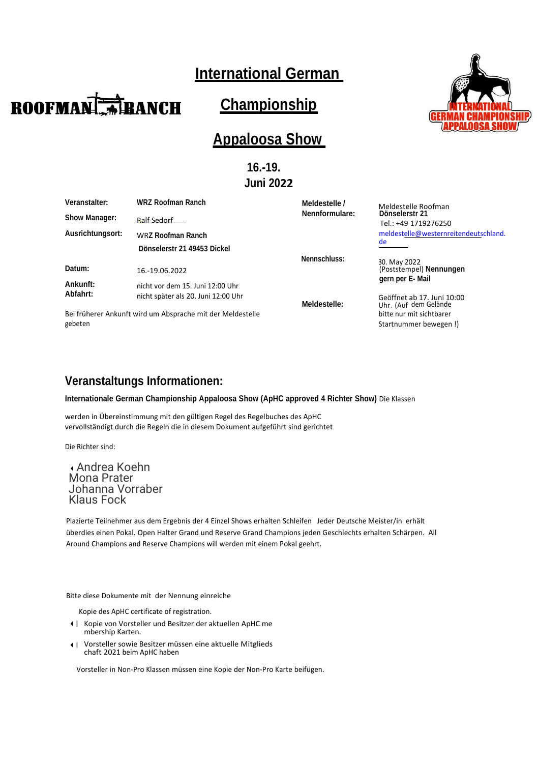# International German Championship Appaloosa Show

## 16.-19. Juni 2022

| | | | |
|---|---|---|---|
| **Veranstalter:** | **WRZ Roofman Ranch** | **Meldestelle / Nennformulare:** | Meldestelle Roofman **Dönselerstr 21** Tel.: +49 1719276250 meldestelle@westernreitendeutschland.de |
| **Show Manager:** | Ralf Sedorf | | |
| **Ausrichtungsort:** | WR**Z Roofman Ranch** **Dönselerstr 21 49453 Dickel** | **Nennschluss:** | 30. May 2022 (Poststempel) **Nennungen gern per E- Mail** |
| **Datum:** | 16.-19.06.2022 | | |
| **Ankunft:** | nicht vor dem 15. Juni 12:00 Uhr | **Meldestelle:** | Geöffnet ab 17. Juni 10:00 Uhr. (Auf dem Gelände bitte nur mit sichtbarer Startnummer bewegen !) |
| **Abfahrt:** | nicht später als 20. Juni 12:00 Uhr | | |

Bei früherer Ankunft wird um Absprache mit der Meldestelle gebeten

## Veranstaltungs Informationen:

**Internationale German Championship Appaloosa Show (ApHC approved 4 Richter Show)** Die Klassen

werden in Übereinstimmung mit den gültigen Regel des Regelbuches des ApHC vervollständigt durch die Regeln die in diesem Dokument aufgeführt sind gerichtet

Die Richter sind:

- Andrea Koehn
- Mona Prater
- Johanna Vorraber
- Klaus Fock

Plazierte Teilnehmer aus dem Ergebnis der 4 Einzel Shows erhalten Schleifen Jeder Deutsche Meister/in erhält überdies einen Pokal. Open Halter Grand und Reserve Grand Champions jeden Geschlechts erhalten Schärpen. All Around Champions and Reserve Champions will werden mit einem Pokal geehrt.

Bitte diese Dokumente mit der Nennung einreiche

- Kopie des ApHC certificate of registration.
- Kopie von Vorsteller und Besitzer der aktuellen ApHC membership Karten.
- Vorsteller sowie Besitzer müssen eine aktuelle Mitgliedschaft 2021 beim ApHC haben

Vorsteller in Non-Pro Klassen müssen eine Kopie der Non-Pro Karte beifügen.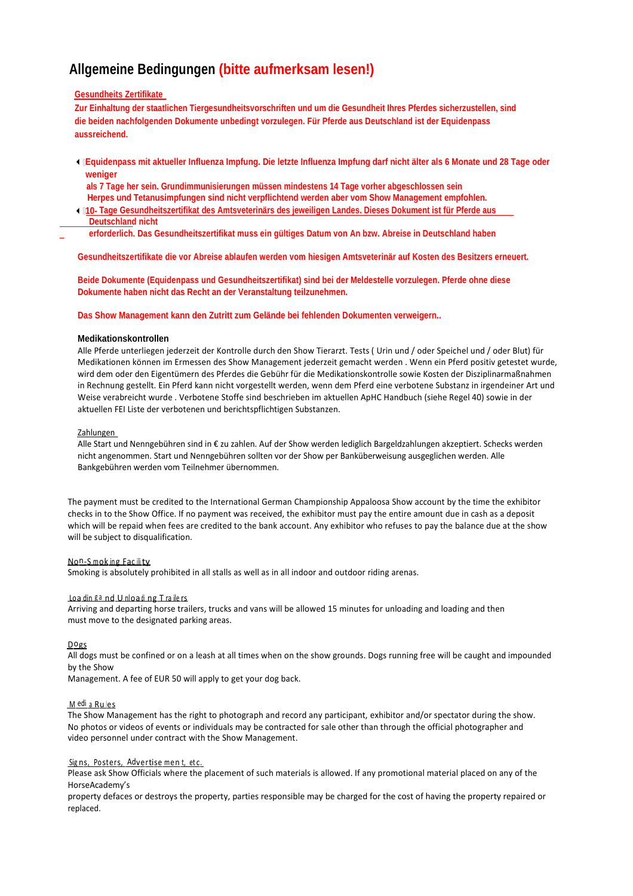# Allgemeine Bedingungen **(bitte aufmerksam lesen!)**

**Gesundheits Zertifikate**

**Zur Einhaltung der staatlichen Tiergesundheitsvorschriften und um die Gesundheit Ihres Pferdes sicherzustellen, sind die beiden nachfolgenden Dokumente unbedingt vorzulegen. Für Pferde aus Deutschland ist der Equidenpass aussreichend.**

- **Equidenpass mit aktueller Influenza Impfung. Die letzte Influenza Impfung darf nicht älter als 6 Monate und 28 Tage oder weniger als 7 Tage her sein. Grundimmunisierungen müssen mindestens 14 Tage vorher abgeschlossen sein Herpes und Tetanusimpfungen sind nicht verpflichtend werden aber vom Show Management empfohlen.**
- **10- Tage Gesundheitszertifikat des Amtsveterinärs des jeweiligen Landes. Dieses Dokument ist für Pferde aus Deutschland nicht erforderlich. Das Gesundheitszertifikat muss ein gültiges Datum von An bzw. Abreise in Deutschland haben**

**Gesundheitszertifikate die vor Abreise ablaufen werden vom hiesigen Amtsveterinär auf Kosten des Besitzers erneuert.**

**Beide Dokumente (Equidenpass und Gesundheitszertifikat) sind bei der Meldestelle vorzulegen. Pferde ohne diese Dokumente haben nicht das Recht an der Veranstaltung teilzunehmen.**

**Das Show Management kann den Zutritt zum Gelände bei fehlenden Dokumenten verweigern..**

**Medikationskontrollen**

Alle Pferde unterliegen jederzeit der Kontrolle durch den Show Tierarzt. Tests ( Urin und / oder Speichel und / oder Blut) für Medikationen können im Ermessen des Show Management jederzeit gemacht werden . Wenn ein Pferd positiv getestet wurde, wird dem oder den Eigentümern des Pferdes die Gebühr für die Medikationskontrolle sowie Kosten der Disziplinarmaßnahmen in Rechnung gestellt. Ein Pferd kann nicht vorgestellt werden, wenn dem Pferd eine verbotene Substanz in irgendeiner Art und Weise verabreicht wurde . Verbotene Stoffe sind beschrieben im aktuellen ApHC Handbuch (siehe Regel 40) sowie in der aktuellen FEI Liste der verbotenen und berichtspflichtigen Substanzen.

Zahlungen

Alle Start und Nenngebühren sind in € zu zahlen. Auf der Show werden lediglich Bargeldzahlungen akzeptiert. Schecks werden nicht angenommen. Start und Nenngebühren sollten vor der Show per Banküberweisung ausgeglichen werden. Alle Bankgebühren werden vom Teilnehmer übernommen.

The payment must be credited to the International German Championship Appaloosa Show account by the time the exhibitor checks in to the Show Office. If no payment was received, the exhibitor must pay the entire amount due in cash as a deposit which will be repaid when fees are credited to the bank account. Any exhibitor who refuses to pay the balance due at the show will be subject to disqualification.

Non-Smoking Facility

Smoking is absolutely prohibited in all stalls as well as in all indoor and outdoor riding arenas.

Loading and Unloading Trailers

Arriving and departing horse trailers, trucks and vans will be allowed 15 minutes for unloading and loading and then must move to the designated parking areas.

Dogs

All dogs must be confined or on a leash at all times when on the show grounds. Dogs running free will be caught and impounded by the Show Management. A fee of EUR 50 will apply to get your dog back.

Media Rules

The Show Management has the right to photograph and record any participant, exhibitor and/or spectator during the show. No photos or videos of events or individuals may be contracted for sale other than through the official photographer and video personnel under contract with the Show Management.

Signs, Posters, Advertisement, etc.

Please ask Show Officials where the placement of such materials is allowed. If any promotional material placed on any of the HorseAcademy's property defaces or destroys the property, parties responsible may be charged for the cost of having the property repaired or replaced.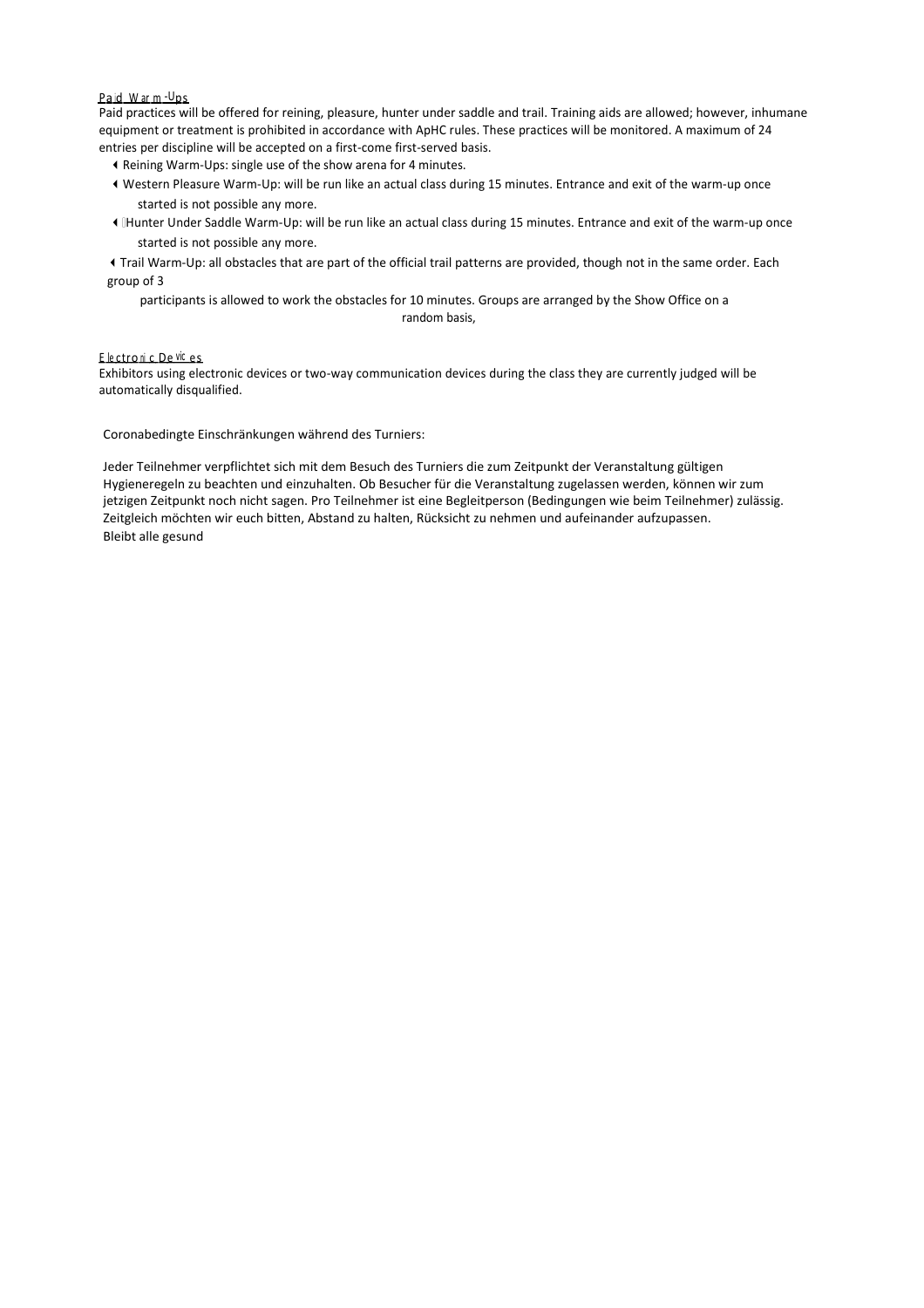Paid Warm-Ups

Paid practices will be offered for reining, pleasure, hunter under saddle and trail. Training aids are allowed; however, inhumane equipment or treatment is prohibited in accordance with ApHC rules. These practices will be monitored. A maximum of 24 entries per discipline will be accepted on a first-come first-served basis.

- Reining Warm-Ups: single use of the show arena for 4 minutes.
- Western Pleasure Warm-Up: will be run like an actual class during 15 minutes. Entrance and exit of the warm-up once started is not possible any more.
- Hunter Under Saddle Warm-Up: will be run like an actual class during 15 minutes. Entrance and exit of the warm-up once started is not possible any more.
- Trail Warm-Up: all obstacles that are part of the official trail patterns are provided, though not in the same order. Each group of 3 participants is allowed to work the obstacles for 10 minutes. Groups are arranged by the Show Office on a random basis,

Electronic Devices

Exhibitors using electronic devices or two-way communication devices during the class they are currently judged will be automatically disqualified.

Coronabedingte Einschränkungen während des Turniers:

Jeder Teilnehmer verpflichtet sich mit dem Besuch des Turniers die zum Zeitpunkt der Veranstaltung gültigen Hygieneregeln zu beachten und einzuhalten. Ob Besucher für die Veranstaltung zugelassen werden, können wir zum jetzigen Zeitpunkt noch nicht sagen. Pro Teilnehmer ist eine Begleitperson (Bedingungen wie beim Teilnehmer) zulässig. Zeitgleich möchten wir euch bitten, Abstand zu halten, Rücksicht zu nehmen und aufeinander aufzupassen.
Bleibt alle gesund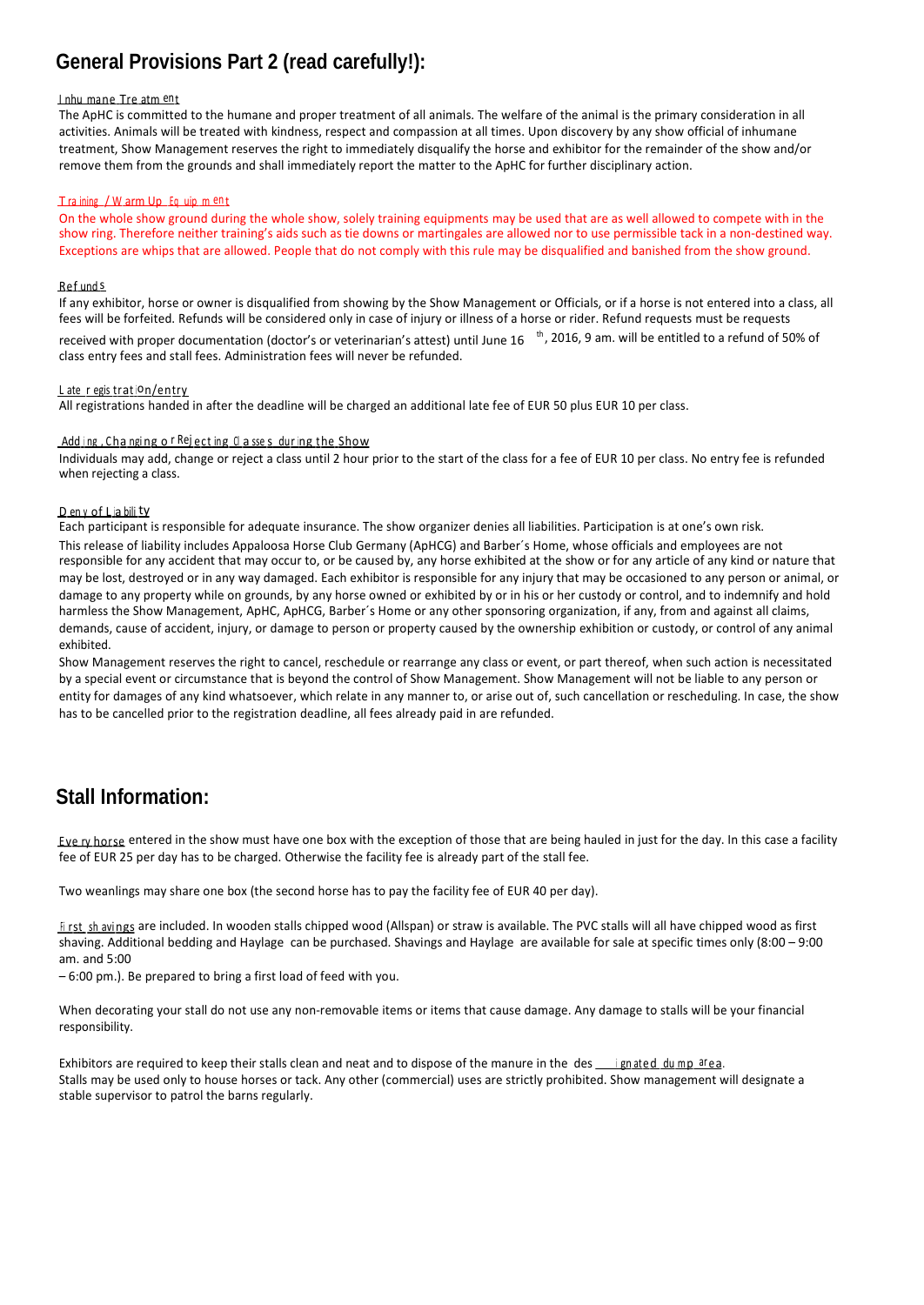# General Provisions Part 2 (read carefully!):

Inhumane Treatment

The ApHC is committed to the humane and proper treatment of all animals. The welfare of the animal is the primary consideration in all activities. Animals will be treated with kindness, respect and compassion at all times. Upon discovery by any show official of inhumane treatment, Show Management reserves the right to immediately disqualify the horse and exhibitor for the remainder of the show and/or remove them from the grounds and shall immediately report the matter to the ApHC for further disciplinary action.

Training / Warm Up Equipment

On the whole show ground during the whole show, solely training equipments may be used that are as well allowed to compete with in the show ring. Therefore neither training's aids such as tie downs or martingales are allowed nor to use permissible tack in a non-destined way. Exceptions are whips that are allowed. People that do not comply with this rule may be disqualified and banished from the show ground.

Refunds

If any exhibitor, horse or owner is disqualified from showing by the Show Management or Officials, or if a horse is not entered into a class, all fees will be forfeited. Refunds will be considered only in case of injury or illness of a horse or rider. Refund requests must be requests received with proper documentation (doctor's or veterinarian's attest) until June 16th, 2016, 9 am. will be entitled to a refund of 50% of class entry fees and stall fees. Administration fees will never be refunded.

Late registration/entry

All registrations handed in after the deadline will be charged an additional late fee of EUR 50 plus EUR 10 per class.

Adding, Changing or Rejecting Classes during the Show

Individuals may add, change or reject a class until 2 hour prior to the start of the class for a fee of EUR 10 per class. No entry fee is refunded when rejecting a class.

Deny of Liability

Each participant is responsible for adequate insurance. The show organizer denies all liabilities. Participation is at one's own risk.

This release of liability includes Appaloosa Horse Club Germany (ApHCG) and Barber´s Home, whose officials and employees are not responsible for any accident that may occur to, or be caused by, any horse exhibited at the show or for any article of any kind or nature that may be lost, destroyed or in any way damaged. Each exhibitor is responsible for any injury that may be occasioned to any person or animal, or damage to any property while on grounds, by any horse owned or exhibited by or in his or her custody or control, and to indemnify and hold harmless the Show Management, ApHC, ApHCG, Barber´s Home or any other sponsoring organization, if any, from and against all claims, demands, cause of accident, injury, or damage to person or property caused by the ownership exhibition or custody, or control of any animal exhibited.

Show Management reserves the right to cancel, reschedule or rearrange any class or event, or part thereof, when such action is necessitated by a special event or circumstance that is beyond the control of Show Management. Show Management will not be liable to any person or entity for damages of any kind whatsoever, which relate in any manner to, or arise out of, such cancellation or rescheduling. In case, the show has to be cancelled prior to the registration deadline, all fees already paid in are refunded.

# Stall Information:

Every horse entered in the show must have one box with the exception of those that are being hauled in just for the day. In this case a facility fee of EUR 25 per day has to be charged. Otherwise the facility fee is already part of the stall fee.

Two weanlings may share one box (the second horse has to pay the facility fee of EUR 40 per day).

First shavings are included. In wooden stalls chipped wood (Allspan) or straw is available. The PVC stalls will all have chipped wood as first shaving. Additional bedding and Haylage can be purchased. Shavings and Haylage are available for sale at specific times only (8:00 – 9:00 am. and 5:00 – 6:00 pm.). Be prepared to bring a first load of feed with you.

When decorating your stall do not use any non-removable items or items that cause damage. Any damage to stalls will be your financial responsibility.

Exhibitors are required to keep their stalls clean and neat and to dispose of the manure in the designated dump area.
Stalls may be used only to house horses or tack. Any other (commercial) uses are strictly prohibited. Show management will designate a stable supervisor to patrol the barns regularly.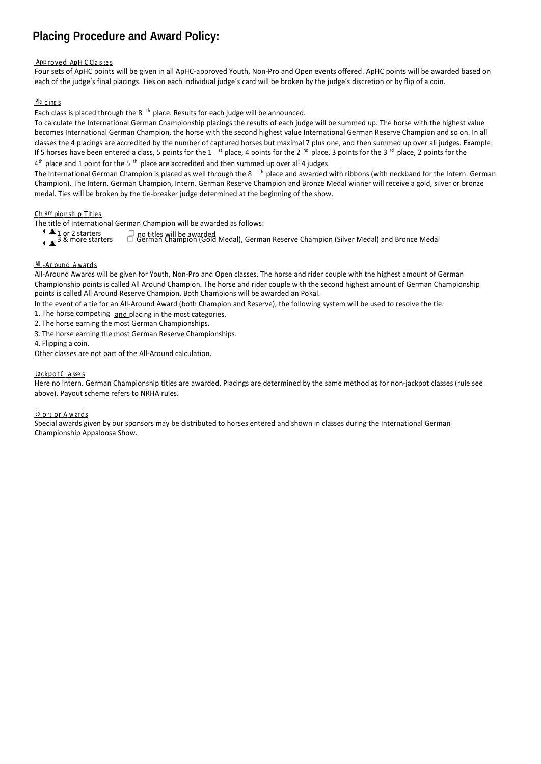# Placing Procedure and Award Policy:

## Approved ApHC Classes

Four sets of ApHC points will be given in all ApHC-approved Youth, Non-Pro and Open events offered. ApHC points will be awarded based on each of the judge's final placings. Ties on each individual judge's card will be broken by the judge's discretion or by flip of a coin.

## Placings

Each class is placed through the 8 th place. Results for each judge will be announced.

To calculate the International German Championship placings the results of each judge will be summed up. The horse with the highest value becomes International German Champion, the horse with the second highest value International German Reserve Champion and so on. In all classes the 4 placings are accredited by the number of captured horses but maximal 7 plus one, and then summed up over all judges. Example: If 5 horses have been entered a class, 5 points for the 1 st place, 4 points for the 2 nd place, 3 points for the 3 rd place, 2 points for the 4th place and 1 point for the 5 th place are accredited and then summed up over all 4 judges.

The International German Champion is placed as well through the 8 th place and awarded with ribbons (with neckband for the Intern. German Champion). The Intern. German Champion, Intern. German Reserve Champion and Bronze Medal winner will receive a gold, silver or bronze medal. Ties will be broken by the tie-breaker judge determined at the beginning of the show.

## Championship Titles

The title of International German Champion will be awarded as follows:

- 1 or 2 starters → no titles will be awarded
- 3 & more starters → German Champion (Gold Medal), German Reserve Champion (Silver Medal) and Bronce Medal

## All-Around Awards

All-Around Awards will be given for Youth, Non-Pro and Open classes. The horse and rider couple with the highest amount of German Championship points is called All Around Champion. The horse and rider couple with the second highest amount of German Championship points is called All Around Reserve Champion. Both Champions will be awarded an Pokal.

In the event of a tie for an All-Around Award (both Champion and Reserve), the following system will be used to resolve the tie.

1. The horse competing and placing in the most categories.
2. The horse earning the most German Championships.
3. The horse earning the most German Reserve Championships.
4. Flipping a coin.

Other classes are not part of the All-Around calculation.

## Jackpot Classes

Here no Intern. German Championship titles are awarded. Placings are determined by the same method as for non-jackpot classes (rule see above). Payout scheme refers to NRHA rules.

## Sponsor Awards

Special awards given by our sponsors may be distributed to horses entered and shown in classes during the International German Championship Appaloosa Show.